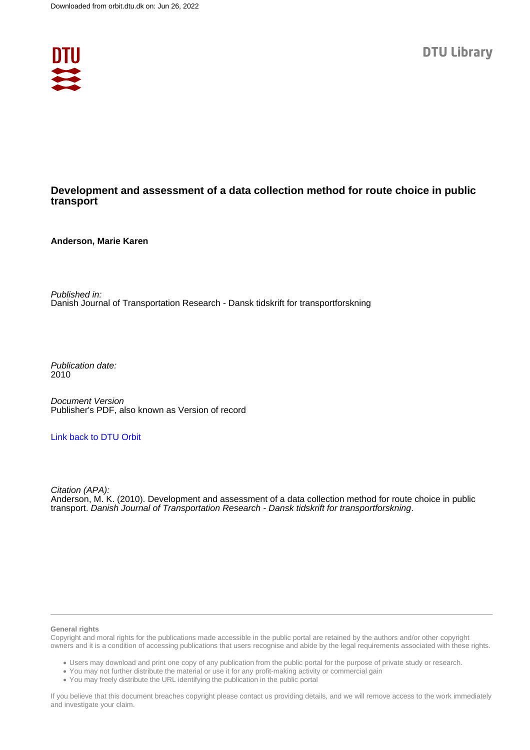Downloaded from orbit.dtu.dk on: Jun 26, 2022

DTU Library

# Development and assessment of a data collection method for route choice in public transport

**Anderson, Marie Karen**

*Published in:*
Danish Journal of Transportation Research - Dansk tidskrift for transportforskning

*Publication date:*
2010

*Document Version*
Publisher's PDF, also known as Version of record

[Link back to DTU Orbit]

*Citation (APA):*
Anderson, M. K. (2010). Development and assessment of a data collection method for route choice in public transport. *Danish Journal of Transportation Research - Dansk tidskrift for transportforskning*.

**General rights**
Copyright and moral rights for the publications made accessible in the public portal are retained by the authors and/or other copyright owners and it is a condition of accessing publications that users recognise and abide by the legal requirements associated with these rights.

- Users may download and print one copy of any publication from the public portal for the purpose of private study or research.
- You may not further distribute the material or use it for any profit-making activity or commercial gain
- You may freely distribute the URL identifying the publication in the public portal

If you believe that this document breaches copyright please contact us providing details, and we will remove access to the work immediately and investigate your claim.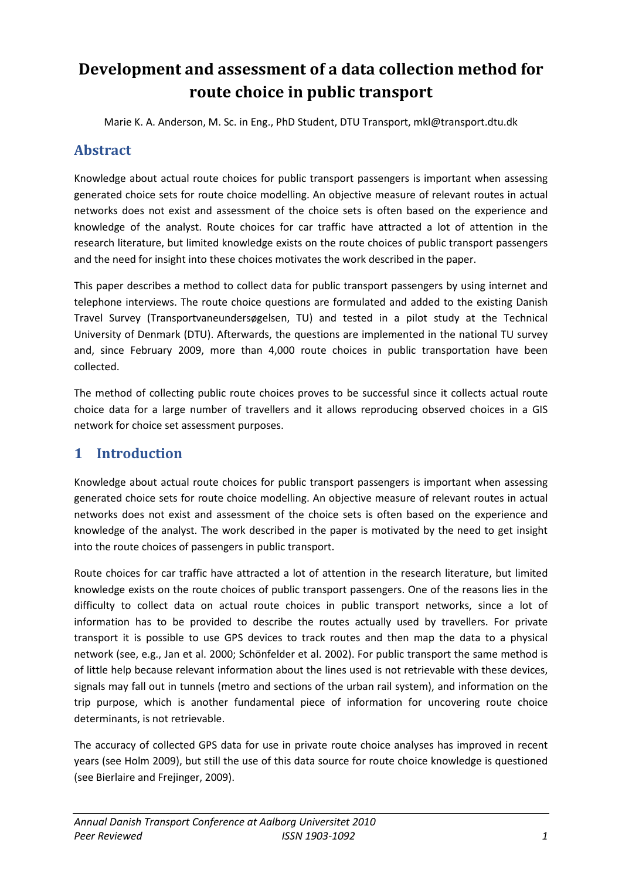# Development and assessment of a data collection method for route choice in public transport

Marie K. A. Anderson, M. Sc. in Eng., PhD Student, DTU Transport, mkl@transport.dtu.dk

## Abstract

Knowledge about actual route choices for public transport passengers is important when assessing generated choice sets for route choice modelling. An objective measure of relevant routes in actual networks does not exist and assessment of the choice sets is often based on the experience and knowledge of the analyst. Route choices for car traffic have attracted a lot of attention in the research literature, but limited knowledge exists on the route choices of public transport passengers and the need for insight into these choices motivates the work described in the paper.

This paper describes a method to collect data for public transport passengers by using internet and telephone interviews. The route choice questions are formulated and added to the existing Danish Travel Survey (Transportvaneundersøgelsen, TU) and tested in a pilot study at the Technical University of Denmark (DTU). Afterwards, the questions are implemented in the national TU survey and, since February 2009, more than 4,000 route choices in public transportation have been collected.

The method of collecting public route choices proves to be successful since it collects actual route choice data for a large number of travellers and it allows reproducing observed choices in a GIS network for choice set assessment purposes.

## 1 Introduction

Knowledge about actual route choices for public transport passengers is important when assessing generated choice sets for route choice modelling. An objective measure of relevant routes in actual networks does not exist and assessment of the choice sets is often based on the experience and knowledge of the analyst. The work described in the paper is motivated by the need to get insight into the route choices of passengers in public transport.

Route choices for car traffic have attracted a lot of attention in the research literature, but limited knowledge exists on the route choices of public transport passengers. One of the reasons lies in the difficulty to collect data on actual route choices in public transport networks, since a lot of information has to be provided to describe the routes actually used by travellers. For private transport it is possible to use GPS devices to track routes and then map the data to a physical network (see, e.g., Jan et al. 2000; Schönfelder et al. 2002). For public transport the same method is of little help because relevant information about the lines used is not retrievable with these devices, signals may fall out in tunnels (metro and sections of the urban rail system), and information on the trip purpose, which is another fundamental piece of information for uncovering route choice determinants, is not retrievable.

The accuracy of collected GPS data for use in private route choice analyses has improved in recent years (see Holm 2009), but still the use of this data source for route choice knowledge is questioned (see Bierlaire and Frejinger, 2009).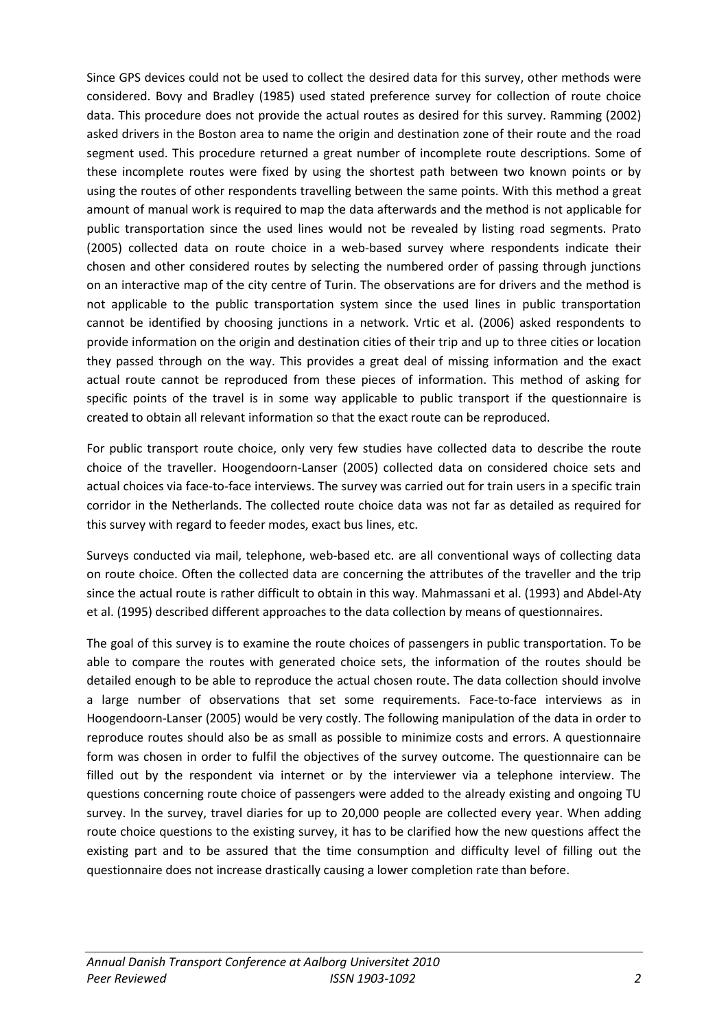Since GPS devices could not be used to collect the desired data for this survey, other methods were considered. Bovy and Bradley (1985) used stated preference survey for collection of route choice data. This procedure does not provide the actual routes as desired for this survey. Ramming (2002) asked drivers in the Boston area to name the origin and destination zone of their route and the road segment used. This procedure returned a great number of incomplete route descriptions. Some of these incomplete routes were fixed by using the shortest path between two known points or by using the routes of other respondents travelling between the same points. With this method a great amount of manual work is required to map the data afterwards and the method is not applicable for public transportation since the used lines would not be revealed by listing road segments. Prato (2005) collected data on route choice in a web-based survey where respondents indicate their chosen and other considered routes by selecting the numbered order of passing through junctions on an interactive map of the city centre of Turin. The observations are for drivers and the method is not applicable to the public transportation system since the used lines in public transportation cannot be identified by choosing junctions in a network. Vrtic et al. (2006) asked respondents to provide information on the origin and destination cities of their trip and up to three cities or location they passed through on the way. This provides a great deal of missing information and the exact actual route cannot be reproduced from these pieces of information. This method of asking for specific points of the travel is in some way applicable to public transport if the questionnaire is created to obtain all relevant information so that the exact route can be reproduced.

For public transport route choice, only very few studies have collected data to describe the route choice of the traveller. Hoogendoorn-Lanser (2005) collected data on considered choice sets and actual choices via face-to-face interviews. The survey was carried out for train users in a specific train corridor in the Netherlands. The collected route choice data was not far as detailed as required for this survey with regard to feeder modes, exact bus lines, etc.

Surveys conducted via mail, telephone, web-based etc. are all conventional ways of collecting data on route choice. Often the collected data are concerning the attributes of the traveller and the trip since the actual route is rather difficult to obtain in this way. Mahmassani et al. (1993) and Abdel-Aty et al. (1995) described different approaches to the data collection by means of questionnaires.

The goal of this survey is to examine the route choices of passengers in public transportation. To be able to compare the routes with generated choice sets, the information of the routes should be detailed enough to be able to reproduce the actual chosen route. The data collection should involve a large number of observations that set some requirements. Face-to-face interviews as in Hoogendoorn-Lanser (2005) would be very costly. The following manipulation of the data in order to reproduce routes should also be as small as possible to minimize costs and errors. A questionnaire form was chosen in order to fulfil the objectives of the survey outcome. The questionnaire can be filled out by the respondent via internet or by the interviewer via a telephone interview. The questions concerning route choice of passengers were added to the already existing and ongoing TU survey. In the survey, travel diaries for up to 20,000 people are collected every year. When adding route choice questions to the existing survey, it has to be clarified how the new questions affect the existing part and to be assured that the time consumption and difficulty level of filling out the questionnaire does not increase drastically causing a lower completion rate than before.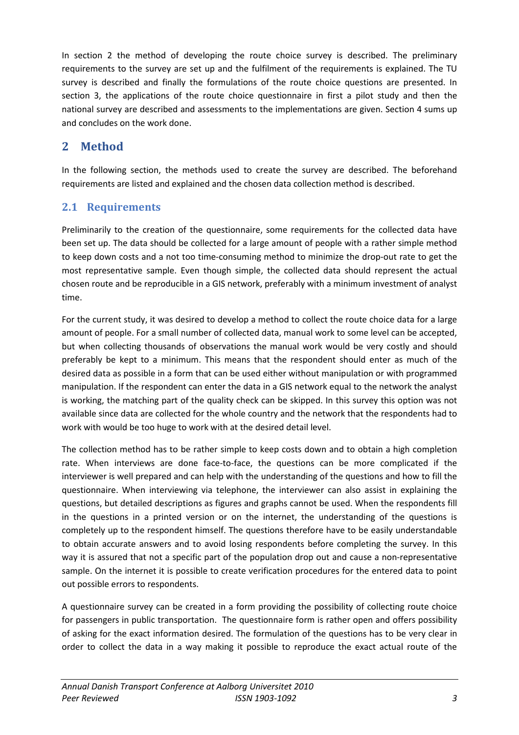In section 2 the method of developing the route choice survey is described. The preliminary requirements to the survey are set up and the fulfilment of the requirements is explained. The TU survey is described and finally the formulations of the route choice questions are presented. In section 3, the applications of the route choice questionnaire in first a pilot study and then the national survey are described and assessments to the implementations are given. Section 4 sums up and concludes on the work done.

# 2 Method

In the following section, the methods used to create the survey are described. The beforehand requirements are listed and explained and the chosen data collection method is described.

## 2.1 Requirements

Preliminarily to the creation of the questionnaire, some requirements for the collected data have been set up. The data should be collected for a large amount of people with a rather simple method to keep down costs and a not too time-consuming method to minimize the drop-out rate to get the most representative sample. Even though simple, the collected data should represent the actual chosen route and be reproducible in a GIS network, preferably with a minimum investment of analyst time.

For the current study, it was desired to develop a method to collect the route choice data for a large amount of people. For a small number of collected data, manual work to some level can be accepted, but when collecting thousands of observations the manual work would be very costly and should preferably be kept to a minimum. This means that the respondent should enter as much of the desired data as possible in a form that can be used either without manipulation or with programmed manipulation. If the respondent can enter the data in a GIS network equal to the network the analyst is working, the matching part of the quality check can be skipped. In this survey this option was not available since data are collected for the whole country and the network that the respondents had to work with would be too huge to work with at the desired detail level.

The collection method has to be rather simple to keep costs down and to obtain a high completion rate. When interviews are done face-to-face, the questions can be more complicated if the interviewer is well prepared and can help with the understanding of the questions and how to fill the questionnaire. When interviewing via telephone, the interviewer can also assist in explaining the questions, but detailed descriptions as figures and graphs cannot be used. When the respondents fill in the questions in a printed version or on the internet, the understanding of the questions is completely up to the respondent himself. The questions therefore have to be easily understandable to obtain accurate answers and to avoid losing respondents before completing the survey. In this way it is assured that not a specific part of the population drop out and cause a non-representative sample. On the internet it is possible to create verification procedures for the entered data to point out possible errors to respondents.

A questionnaire survey can be created in a form providing the possibility of collecting route choice for passengers in public transportation. The questionnaire form is rather open and offers possibility of asking for the exact information desired. The formulation of the questions has to be very clear in order to collect the data in a way making it possible to reproduce the exact actual route of the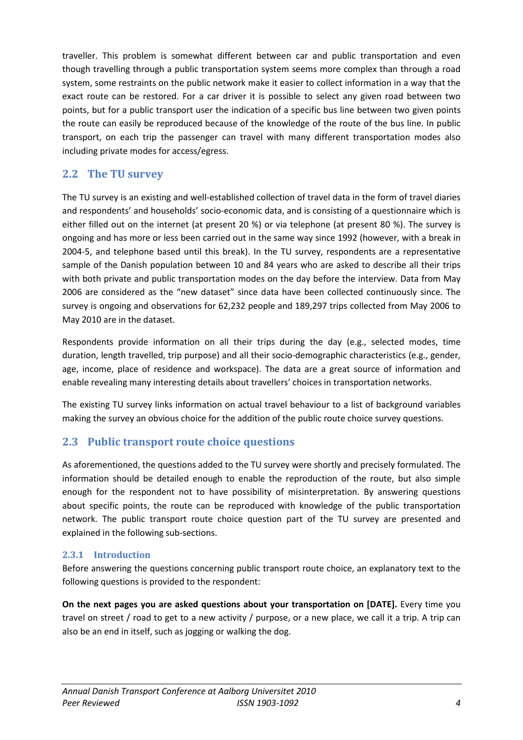traveller. This problem is somewhat different between car and public transportation and even though travelling through a public transportation system seems more complex than through a road system, some restraints on the public network make it easier to collect information in a way that the exact route can be restored. For a car driver it is possible to select any given road between two points, but for a public transport user the indication of a specific bus line between two given points the route can easily be reproduced because of the knowledge of the route of the bus line. In public transport, on each trip the passenger can travel with many different transportation modes also including private modes for access/egress.

## 2.2 The TU survey

The TU survey is an existing and well-established collection of travel data in the form of travel diaries and respondents' and households' socio-economic data, and is consisting of a questionnaire which is either filled out on the internet (at present 20 %) or via telephone (at present 80 %). The survey is ongoing and has more or less been carried out in the same way since 1992 (however, with a break in 2004-5, and telephone based until this break). In the TU survey, respondents are a representative sample of the Danish population between 10 and 84 years who are asked to describe all their trips with both private and public transportation modes on the day before the interview. Data from May 2006 are considered as the "new dataset" since data have been collected continuously since. The survey is ongoing and observations for 62,232 people and 189,297 trips collected from May 2006 to May 2010 are in the dataset.

Respondents provide information on all their trips during the day (e.g., selected modes, time duration, length travelled, trip purpose) and all their socio-demographic characteristics (e.g., gender, age, income, place of residence and workspace). The data are a great source of information and enable revealing many interesting details about travellers' choices in transportation networks.

The existing TU survey links information on actual travel behaviour to a list of background variables making the survey an obvious choice for the addition of the public route choice survey questions.

## 2.3 Public transport route choice questions

As aforementioned, the questions added to the TU survey were shortly and precisely formulated. The information should be detailed enough to enable the reproduction of the route, but also simple enough for the respondent not to have possibility of misinterpretation. By answering questions about specific points, the route can be reproduced with knowledge of the public transportation network. The public transport route choice question part of the TU survey are presented and explained in the following sub-sections.

### 2.3.1 Introduction

Before answering the questions concerning public transport route choice, an explanatory text to the following questions is provided to the respondent:

**On the next pages you are asked questions about your transportation on [DATE].** Every time you travel on street / road to get to a new activity / purpose, or a new place, we call it a trip. A trip can also be an end in itself, such as jogging or walking the dog.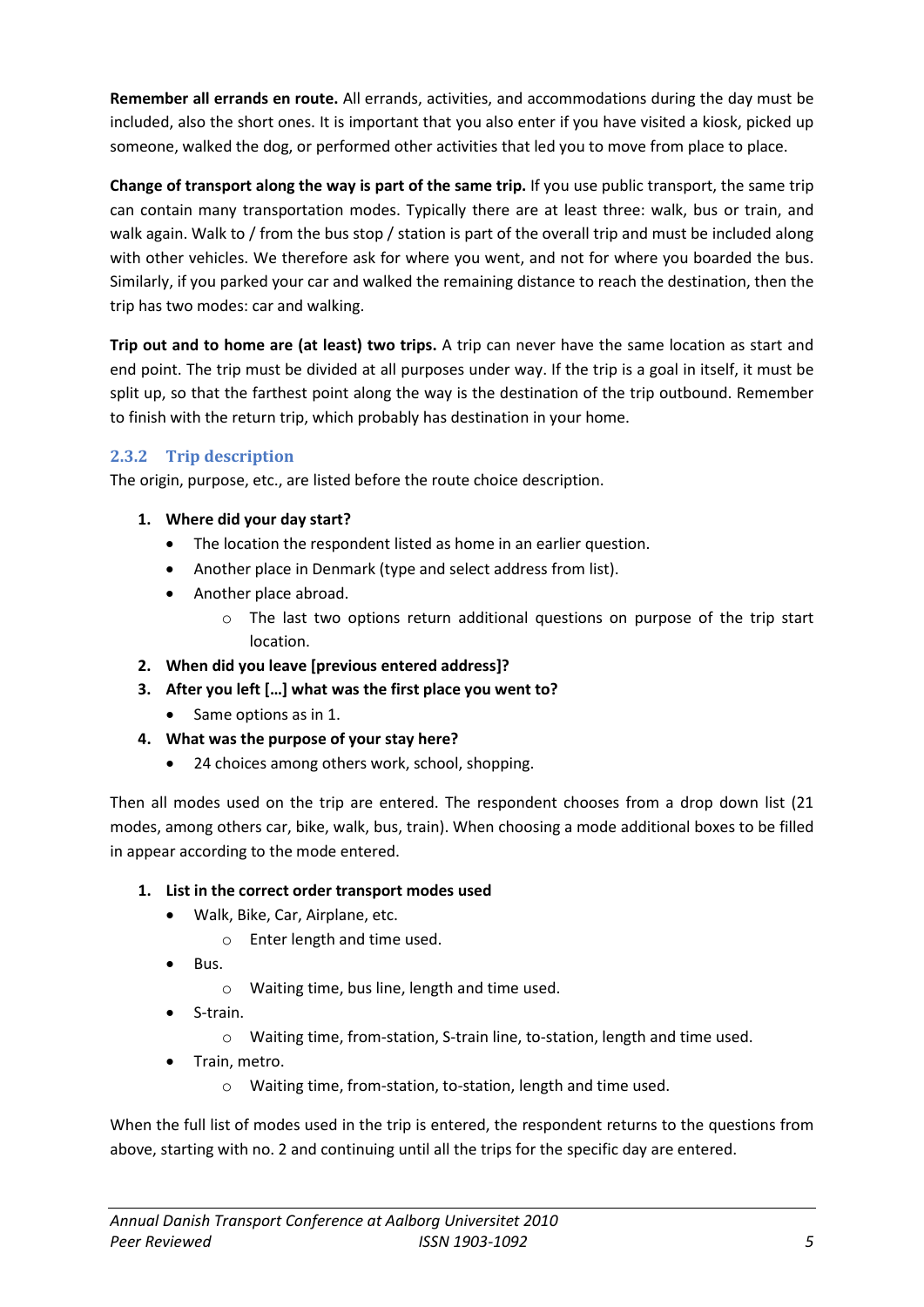**Remember all errands en route.** All errands, activities, and accommodations during the day must be included, also the short ones. It is important that you also enter if you have visited a kiosk, picked up someone, walked the dog, or performed other activities that led you to move from place to place.

**Change of transport along the way is part of the same trip.** If you use public transport, the same trip can contain many transportation modes. Typically there are at least three: walk, bus or train, and walk again. Walk to / from the bus stop / station is part of the overall trip and must be included along with other vehicles. We therefore ask for where you went, and not for where you boarded the bus. Similarly, if you parked your car and walked the remaining distance to reach the destination, then the trip has two modes: car and walking.

**Trip out and to home are (at least) two trips.** A trip can never have the same location as start and end point. The trip must be divided at all purposes under way. If the trip is a goal in itself, it must be split up, so that the farthest point along the way is the destination of the trip outbound. Remember to finish with the return trip, which probably has destination in your home.

### 2.3.2 Trip description

The origin, purpose, etc., are listed before the route choice description.

1. **Where did your day start?**
   - The location the respondent listed as home in an earlier question.
   - Another place in Denmark (type and select address from list).
   - Another place abroad.
     - The last two options return additional questions on purpose of the trip start location.
2. **When did you leave [previous entered address]?**
3. **After you left […] what was the first place you went to?**
   - Same options as in 1.
4. **What was the purpose of your stay here?**
   - 24 choices among others work, school, shopping.

Then all modes used on the trip are entered. The respondent chooses from a drop down list (21 modes, among others car, bike, walk, bus, train). When choosing a mode additional boxes to be filled in appear according to the mode entered.

1. **List in the correct order transport modes used**
   - Walk, Bike, Car, Airplane, etc.
     - Enter length and time used.
   - Bus.
     - Waiting time, bus line, length and time used.
   - S-train.
     - Waiting time, from-station, S-train line, to-station, length and time used.
   - Train, metro.
     - Waiting time, from-station, to-station, length and time used.

When the full list of modes used in the trip is entered, the respondent returns to the questions from above, starting with no. 2 and continuing until all the trips for the specific day are entered.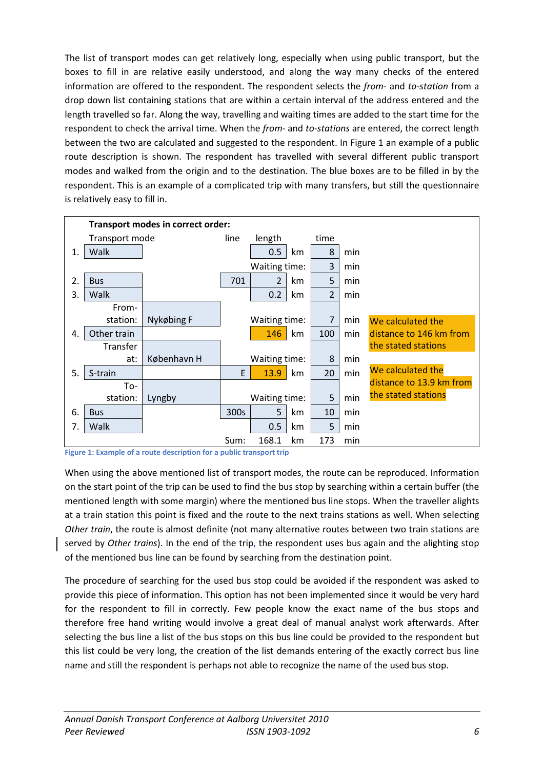The list of transport modes can get relatively long, especially when using public transport, but the boxes to fill in are relative easily understood, and along the way many checks of the entered information are offered to the respondent. The respondent selects the *from-* and *to-station* from a drop down list containing stations that are within a certain interval of the address entered and the length travelled so far. Along the way, travelling and waiting times are added to the start time for the respondent to check the arrival time. When the *from-* and *to-stations* are entered, the correct length between the two are calculated and suggested to the respondent. In Figure 1 an example of a public route description is shown. The respondent has travelled with several different public transport modes and walked from the origin and to the destination. The blue boxes are to be filled in by the respondent. This is an example of a complicated trip with many transfers, but still the questionnaire is relatively easy to fill in.

**Transport modes in correct order:**

| | Transport mode | | line | length | | time | | |
|---|---|---|---|---|---|---|---|---|
| 1. | Walk | | | 0.5 | km | 8 | min | |
| | | | | Waiting time: | | 3 | min | |
| 2. | Bus | | 701 | 2 | km | 5 | min | |
| 3. | Walk | | | 0.2 | km | 2 | min | |
| | From-station: | Nykøbing F | | Waiting time: | | 7 | min | |
| 4. | Other train | | | 146 | km | 100 | min | We calculated the distance to 146 km from the stated stations |
| | Transfer at: | København H | | Waiting time: | | 8 | min | |
| 5. | S-train | | E | 13.9 | km | 20 | min | We calculated the distance to 13.9 km from the stated stations |
| | To-station: | Lyngby | | Waiting time: | | 5 | min | |
| 6. | Bus | | 300s | 5 | km | 10 | min | |
| 7. | Walk | | | 0.5 | km | 5 | min | |
| | | | Sum: | 168.1 | km | 173 | min | |

Figure 1: Example of a route description for a public transport trip

When using the above mentioned list of transport modes, the route can be reproduced. Information on the start point of the trip can be used to find the bus stop by searching within a certain buffer (the mentioned length with some margin) where the mentioned bus line stops. When the traveller alights at a train station this point is fixed and the route to the next trains stations as well. When selecting *Other train*, the route is almost definite (not many alternative routes between two train stations are served by *Other trains*). In the end of the trip, the respondent uses bus again and the alighting stop of the mentioned bus line can be found by searching from the destination point.

The procedure of searching for the used bus stop could be avoided if the respondent was asked to provide this piece of information. This option has not been implemented since it would be very hard for the respondent to fill in correctly. Few people know the exact name of the bus stops and therefore free hand writing would involve a great deal of manual analyst work afterwards. After selecting the bus line a list of the bus stops on this bus line could be provided to the respondent but this list could be very long, the creation of the list demands entering of the exactly correct bus line name and still the respondent is perhaps not able to recognize the name of the used bus stop.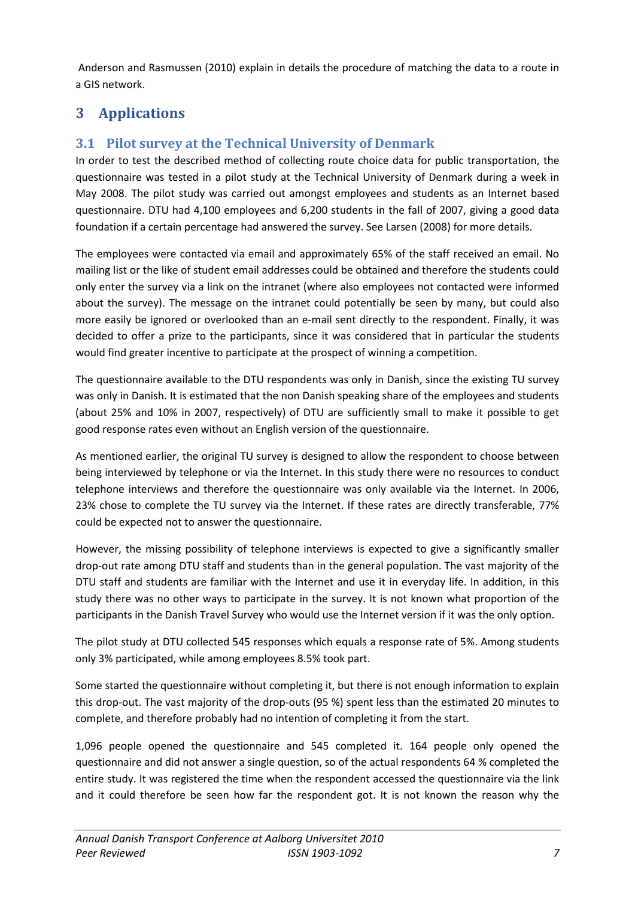Anderson and Rasmussen (2010) explain in details the procedure of matching the data to a route in a GIS network.

# 3 Applications

## 3.1 Pilot survey at the Technical University of Denmark

In order to test the described method of collecting route choice data for public transportation, the questionnaire was tested in a pilot study at the Technical University of Denmark during a week in May 2008. The pilot study was carried out amongst employees and students as an Internet based questionnaire. DTU had 4,100 employees and 6,200 students in the fall of 2007, giving a good data foundation if a certain percentage had answered the survey. See Larsen (2008) for more details.

The employees were contacted via email and approximately 65% of the staff received an email. No mailing list or the like of student email addresses could be obtained and therefore the students could only enter the survey via a link on the intranet (where also employees not contacted were informed about the survey). The message on the intranet could potentially be seen by many, but could also more easily be ignored or overlooked than an e-mail sent directly to the respondent. Finally, it was decided to offer a prize to the participants, since it was considered that in particular the students would find greater incentive to participate at the prospect of winning a competition.

The questionnaire available to the DTU respondents was only in Danish, since the existing TU survey was only in Danish. It is estimated that the non Danish speaking share of the employees and students (about 25% and 10% in 2007, respectively) of DTU are sufficiently small to make it possible to get good response rates even without an English version of the questionnaire.

As mentioned earlier, the original TU survey is designed to allow the respondent to choose between being interviewed by telephone or via the Internet. In this study there were no resources to conduct telephone interviews and therefore the questionnaire was only available via the Internet. In 2006, 23% chose to complete the TU survey via the Internet. If these rates are directly transferable, 77% could be expected not to answer the questionnaire.

However, the missing possibility of telephone interviews is expected to give a significantly smaller drop-out rate among DTU staff and students than in the general population. The vast majority of the DTU staff and students are familiar with the Internet and use it in everyday life. In addition, in this study there was no other ways to participate in the survey. It is not known what proportion of the participants in the Danish Travel Survey who would use the Internet version if it was the only option.

The pilot study at DTU collected 545 responses which equals a response rate of 5%. Among students only 3% participated, while among employees 8.5% took part.

Some started the questionnaire without completing it, but there is not enough information to explain this drop-out. The vast majority of the drop-outs (95 %) spent less than the estimated 20 minutes to complete, and therefore probably had no intention of completing it from the start.

1,096 people opened the questionnaire and 545 completed it. 164 people only opened the questionnaire and did not answer a single question, so of the actual respondents 64 % completed the entire study. It was registered the time when the respondent accessed the questionnaire via the link and it could therefore be seen how far the respondent got. It is not known the reason why the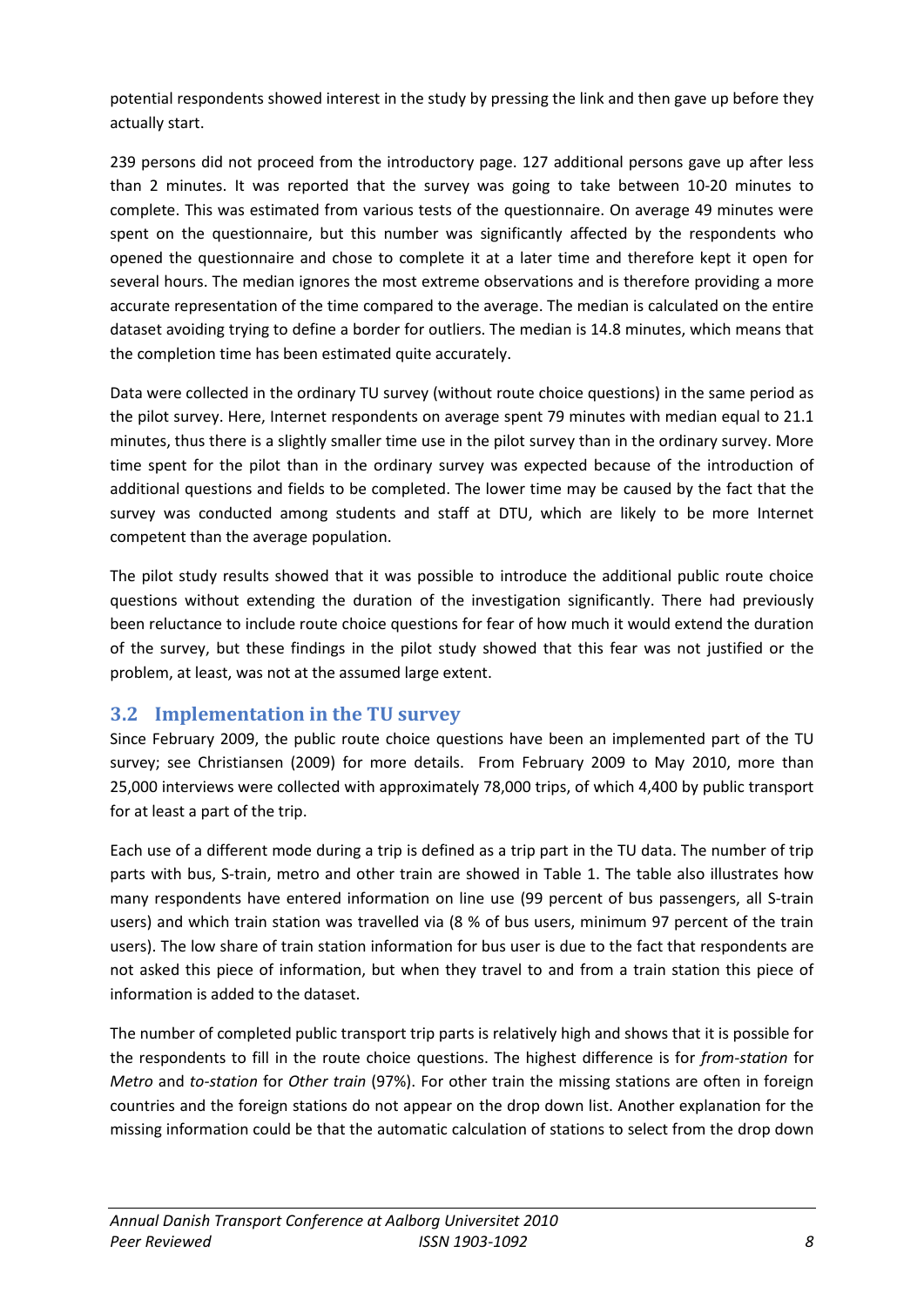potential respondents showed interest in the study by pressing the link and then gave up before they actually start.

239 persons did not proceed from the introductory page. 127 additional persons gave up after less than 2 minutes. It was reported that the survey was going to take between 10-20 minutes to complete. This was estimated from various tests of the questionnaire. On average 49 minutes were spent on the questionnaire, but this number was significantly affected by the respondents who opened the questionnaire and chose to complete it at a later time and therefore kept it open for several hours. The median ignores the most extreme observations and is therefore providing a more accurate representation of the time compared to the average. The median is calculated on the entire dataset avoiding trying to define a border for outliers. The median is 14.8 minutes, which means that the completion time has been estimated quite accurately.

Data were collected in the ordinary TU survey (without route choice questions) in the same period as the pilot survey. Here, Internet respondents on average spent 79 minutes with median equal to 21.1 minutes, thus there is a slightly smaller time use in the pilot survey than in the ordinary survey. More time spent for the pilot than in the ordinary survey was expected because of the introduction of additional questions and fields to be completed. The lower time may be caused by the fact that the survey was conducted among students and staff at DTU, which are likely to be more Internet competent than the average population.

The pilot study results showed that it was possible to introduce the additional public route choice questions without extending the duration of the investigation significantly. There had previously been reluctance to include route choice questions for fear of how much it would extend the duration of the survey, but these findings in the pilot study showed that this fear was not justified or the problem, at least, was not at the assumed large extent.

## 3.2 Implementation in the TU survey

Since February 2009, the public route choice questions have been an implemented part of the TU survey; see Christiansen (2009) for more details. From February 2009 to May 2010, more than 25,000 interviews were collected with approximately 78,000 trips, of which 4,400 by public transport for at least a part of the trip.

Each use of a different mode during a trip is defined as a trip part in the TU data. The number of trip parts with bus, S-train, metro and other train are showed in Table 1. The table also illustrates how many respondents have entered information on line use (99 percent of bus passengers, all S-train users) and which train station was travelled via (8 % of bus users, minimum 97 percent of the train users). The low share of train station information for bus user is due to the fact that respondents are not asked this piece of information, but when they travel to and from a train station this piece of information is added to the dataset.

The number of completed public transport trip parts is relatively high and shows that it is possible for the respondents to fill in the route choice questions. The highest difference is for *from-station* for *Metro* and *to-station* for *Other train* (97%). For other train the missing stations are often in foreign countries and the foreign stations do not appear on the drop down list. Another explanation for the missing information could be that the automatic calculation of stations to select from the drop down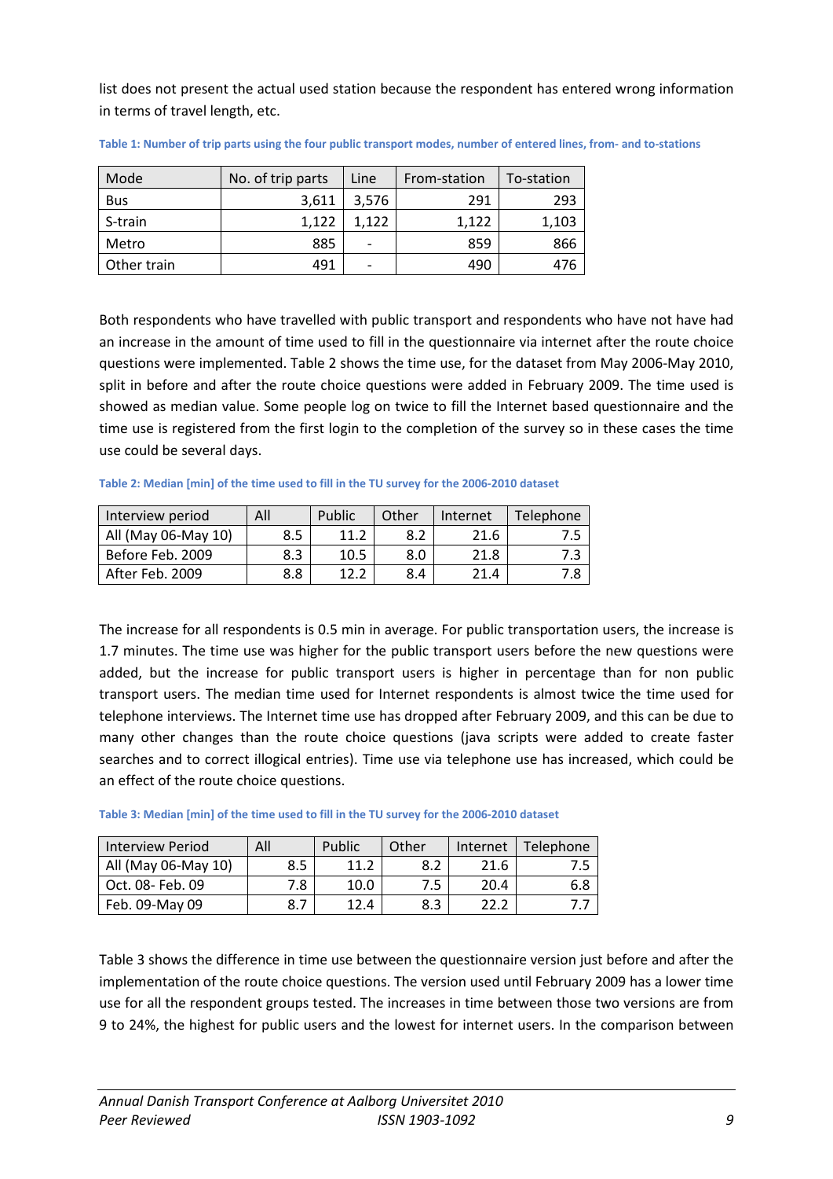list does not present the actual used station because the respondent has entered wrong information in terms of travel length, etc.

**Table 1: Number of trip parts using the four public transport modes, number of entered lines, from- and to-stations**

| Mode | No. of trip parts | Line | From-station | To-station |
|---|---|---|---|---|
| Bus | 3,611 | 3,576 | 291 | 293 |
| S-train | 1,122 | 1,122 | 1,122 | 1,103 |
| Metro | 885 | - | 859 | 866 |
| Other train | 491 | - | 490 | 476 |

Both respondents who have travelled with public transport and respondents who have not have had an increase in the amount of time used to fill in the questionnaire via internet after the route choice questions were implemented. Table 2 shows the time use, for the dataset from May 2006-May 2010, split in before and after the route choice questions were added in February 2009. The time used is showed as median value. Some people log on twice to fill the Internet based questionnaire and the time use is registered from the first login to the completion of the survey so in these cases the time use could be several days.

**Table 2: Median [min] of the time used to fill in the TU survey for the 2006-2010 dataset**

| Interview period | All | Public | Other | Internet | Telephone |
|---|---|---|---|---|---|
| All (May 06-May 10) | 8.5 | 11.2 | 8.2 | 21.6 | 7.5 |
| Before Feb. 2009 | 8.3 | 10.5 | 8.0 | 21.8 | 7.3 |
| After Feb. 2009 | 8.8 | 12.2 | 8.4 | 21.4 | 7.8 |

The increase for all respondents is 0.5 min in average. For public transportation users, the increase is 1.7 minutes. The time use was higher for the public transport users before the new questions were added, but the increase for public transport users is higher in percentage than for non public transport users. The median time used for Internet respondents is almost twice the time used for telephone interviews. The Internet time use has dropped after February 2009, and this can be due to many other changes than the route choice questions (java scripts were added to create faster searches and to correct illogical entries). Time use via telephone use has increased, which could be an effect of the route choice questions.

**Table 3: Median [min] of the time used to fill in the TU survey for the 2006-2010 dataset**

| Interview Period | All | Public | Other | Internet | Telephone |
|---|---|---|---|---|---|
| All (May 06-May 10) | 8.5 | 11.2 | 8.2 | 21.6 | 7.5 |
| Oct. 08- Feb. 09 | 7.8 | 10.0 | 7.5 | 20.4 | 6.8 |
| Feb. 09-May 09 | 8.7 | 12.4 | 8.3 | 22.2 | 7.7 |

Table 3 shows the difference in time use between the questionnaire version just before and after the implementation of the route choice questions. The version used until February 2009 has a lower time use for all the respondent groups tested. The increases in time between those two versions are from 9 to 24%, the highest for public users and the lowest for internet users. In the comparison between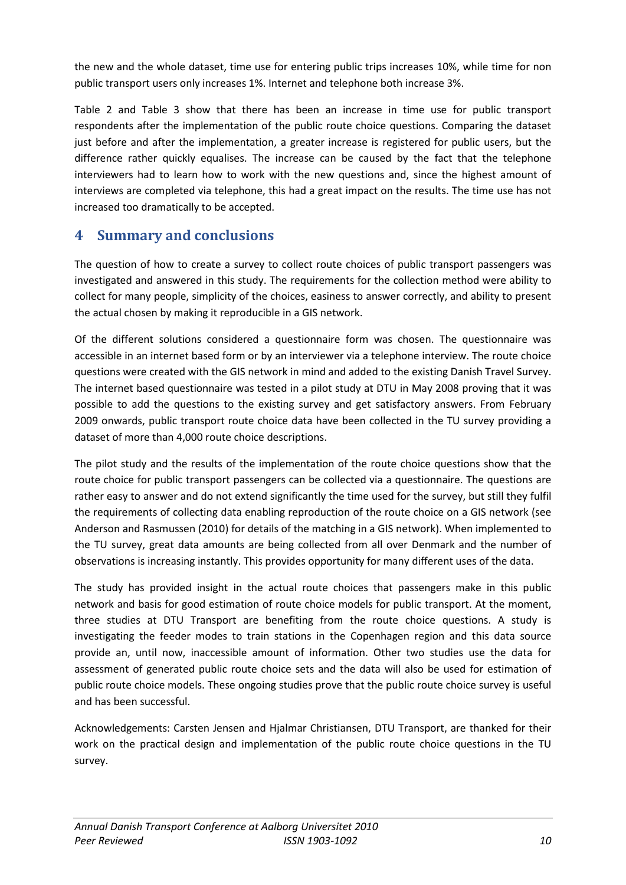the new and the whole dataset, time use for entering public trips increases 10%, while time for non public transport users only increases 1%. Internet and telephone both increase 3%.

Table 2 and Table 3 show that there has been an increase in time use for public transport respondents after the implementation of the public route choice questions. Comparing the dataset just before and after the implementation, a greater increase is registered for public users, but the difference rather quickly equalises. The increase can be caused by the fact that the telephone interviewers had to learn how to work with the new questions and, since the highest amount of interviews are completed via telephone, this had a great impact on the results. The time use has not increased too dramatically to be accepted.

# 4 Summary and conclusions

The question of how to create a survey to collect route choices of public transport passengers was investigated and answered in this study. The requirements for the collection method were ability to collect for many people, simplicity of the choices, easiness to answer correctly, and ability to present the actual chosen by making it reproducible in a GIS network.

Of the different solutions considered a questionnaire form was chosen. The questionnaire was accessible in an internet based form or by an interviewer via a telephone interview. The route choice questions were created with the GIS network in mind and added to the existing Danish Travel Survey. The internet based questionnaire was tested in a pilot study at DTU in May 2008 proving that it was possible to add the questions to the existing survey and get satisfactory answers. From February 2009 onwards, public transport route choice data have been collected in the TU survey providing a dataset of more than 4,000 route choice descriptions.

The pilot study and the results of the implementation of the route choice questions show that the route choice for public transport passengers can be collected via a questionnaire. The questions are rather easy to answer and do not extend significantly the time used for the survey, but still they fulfil the requirements of collecting data enabling reproduction of the route choice on a GIS network (see Anderson and Rasmussen (2010) for details of the matching in a GIS network). When implemented to the TU survey, great data amounts are being collected from all over Denmark and the number of observations is increasing instantly. This provides opportunity for many different uses of the data.

The study has provided insight in the actual route choices that passengers make in this public network and basis for good estimation of route choice models for public transport. At the moment, three studies at DTU Transport are benefiting from the route choice questions. A study is investigating the feeder modes to train stations in the Copenhagen region and this data source provide an, until now, inaccessible amount of information. Other two studies use the data for assessment of generated public route choice sets and the data will also be used for estimation of public route choice models. These ongoing studies prove that the public route choice survey is useful and has been successful.

Acknowledgements: Carsten Jensen and Hjalmar Christiansen, DTU Transport, are thanked for their work on the practical design and implementation of the public route choice questions in the TU survey.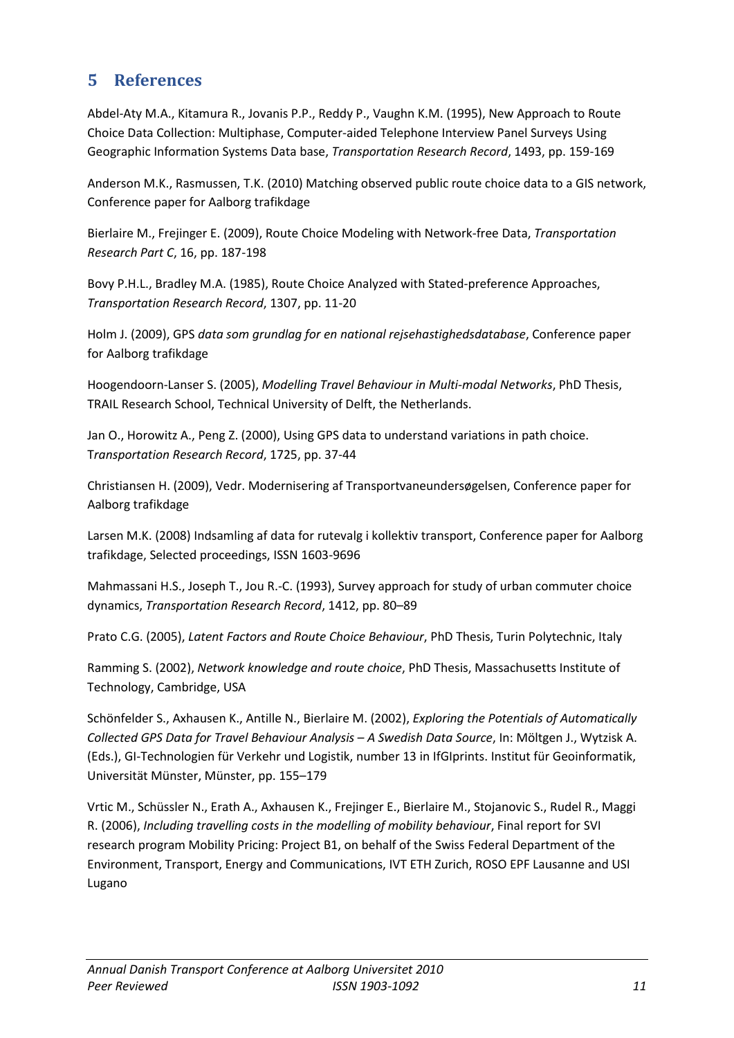# 5 References

Abdel-Aty M.A., Kitamura R., Jovanis P.P., Reddy P., Vaughn K.M. (1995), New Approach to Route Choice Data Collection: Multiphase, Computer-aided Telephone Interview Panel Surveys Using Geographic Information Systems Data base, *Transportation Research Record*, 1493, pp. 159-169

Anderson M.K., Rasmussen, T.K. (2010) Matching observed public route choice data to a GIS network, Conference paper for Aalborg trafikdage

Bierlaire M., Frejinger E. (2009), Route Choice Modeling with Network-free Data, *Transportation Research Part C*, 16, pp. 187-198

Bovy P.H.L., Bradley M.A. (1985), Route Choice Analyzed with Stated-preference Approaches, *Transportation Research Record*, 1307, pp. 11-20

Holm J. (2009), GPS *data som grundlag for en national rejsehastighedsdatabase*, Conference paper for Aalborg trafikdage

Hoogendoorn-Lanser S. (2005), *Modelling Travel Behaviour in Multi-modal Networks*, PhD Thesis, TRAIL Research School, Technical University of Delft, the Netherlands.

Jan O., Horowitz A., Peng Z. (2000), Using GPS data to understand variations in path choice. T*ransportation Research Record*, 1725, pp. 37-44

Christiansen H. (2009), Vedr. Modernisering af Transportvaneundersøgelsen, Conference paper for Aalborg trafikdage

Larsen M.K. (2008) Indsamling af data for rutevalg i kollektiv transport, Conference paper for Aalborg trafikdage, Selected proceedings, ISSN 1603-9696

Mahmassani H.S., Joseph T., Jou R.-C. (1993), Survey approach for study of urban commuter choice dynamics, *Transportation Research Record*, 1412, pp. 80–89

Prato C.G. (2005), *Latent Factors and Route Choice Behaviour*, PhD Thesis, Turin Polytechnic, Italy

Ramming S. (2002), *Network knowledge and route choice*, PhD Thesis, Massachusetts Institute of Technology, Cambridge, USA

Schönfelder S., Axhausen K., Antille N., Bierlaire M. (2002), *Exploring the Potentials of Automatically Collected GPS Data for Travel Behaviour Analysis – A Swedish Data Source*, In: Möltgen J., Wytzisk A. (Eds.), GI-Technologien für Verkehr und Logistik, number 13 in IfGIprints. Institut für Geoinformatik, Universität Münster, Münster, pp. 155–179

Vrtic M., Schüssler N., Erath A., Axhausen K., Frejinger E., Bierlaire M., Stojanovic S., Rudel R., Maggi R. (2006), *Including travelling costs in the modelling of mobility behaviour*, Final report for SVI research program Mobility Pricing: Project B1, on behalf of the Swiss Federal Department of the Environment, Transport, Energy and Communications, IVT ETH Zurich, ROSO EPF Lausanne and USI Lugano